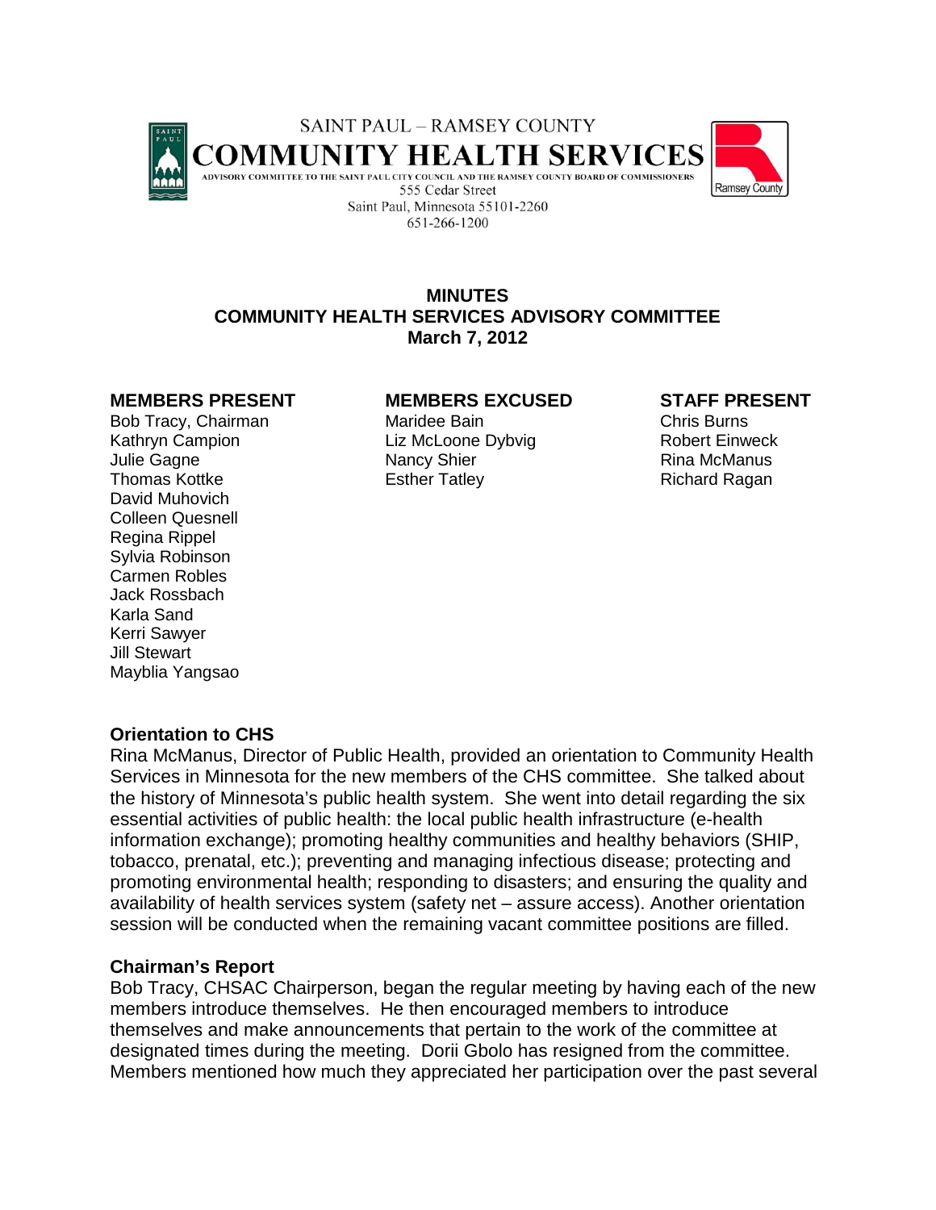SAINT PAUL – RAMSEY COUNTY

# COMMUNITY HEALTH SERVICES

ADVISORY COMMITTEE TO THE SAINT PAUL CITY COUNCIL AND THE RAMSEY COUNTY BOARD OF COMMISSIONERS

555 Cedar Street
Saint Paul, Minnesota 55101-2260
651-266-1200

## MINUTES
## COMMUNITY HEALTH SERVICES ADVISORY COMMITTEE
## March 7, 2012

**MEMBERS PRESENT**

Bob Tracy, Chairman
Kathryn Campion
Julie Gagne
Thomas Kottke
David Muhovich
Colleen Quesnell
Regina Rippel
Sylvia Robinson
Carmen Robles
Jack Rossbach
Karla Sand
Kerri Sawyer
Jill Stewart
Mayblia Yangsao

**MEMBERS EXCUSED**

Maridee Bain
Liz McLoone Dybvig
Nancy Shier
Esther Tatley

**STAFF PRESENT**

Chris Burns
Robert Einweck
Rina McManus
Richard Ragan

### Orientation to CHS

Rina McManus, Director of Public Health, provided an orientation to Community Health Services in Minnesota for the new members of the CHS committee. She talked about the history of Minnesota's public health system. She went into detail regarding the six essential activities of public health: the local public health infrastructure (e-health information exchange); promoting healthy communities and healthy behaviors (SHIP, tobacco, prenatal, etc.); preventing and managing infectious disease; protecting and promoting environmental health; responding to disasters; and ensuring the quality and availability of health services system (safety net – assure access). Another orientation session will be conducted when the remaining vacant committee positions are filled.

### Chairman's Report

Bob Tracy, CHSAC Chairperson, began the regular meeting by having each of the new members introduce themselves. He then encouraged members to introduce themselves and make announcements that pertain to the work of the committee at designated times during the meeting. Dorii Gbolo has resigned from the committee. Members mentioned how much they appreciated her participation over the past several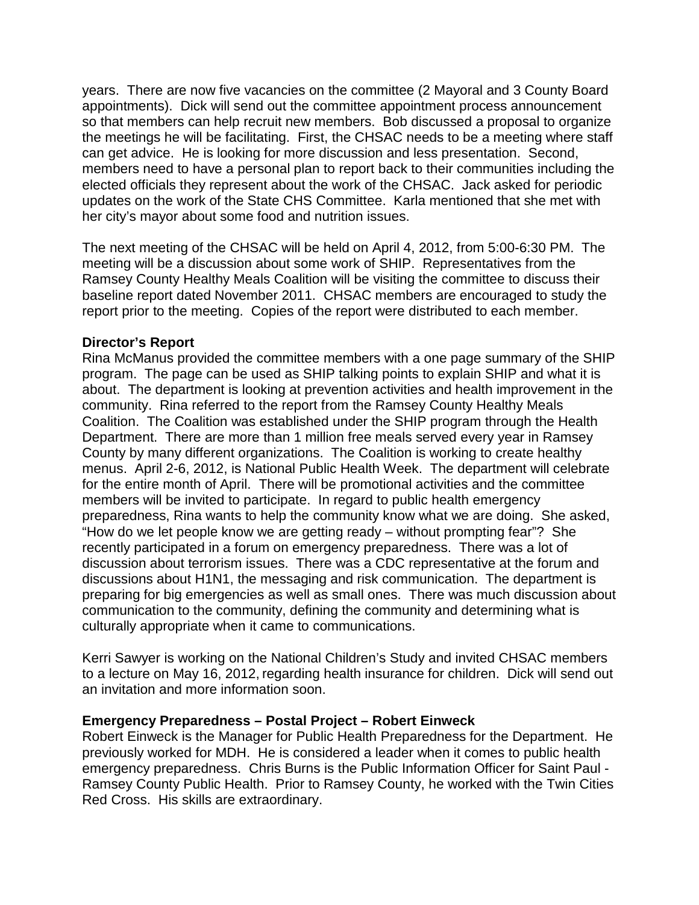years. There are now five vacancies on the committee (2 Mayoral and 3 County Board appointments). Dick will send out the committee appointment process announcement so that members can help recruit new members. Bob discussed a proposal to organize the meetings he will be facilitating. First, the CHSAC needs to be a meeting where staff can get advice. He is looking for more discussion and less presentation. Second, members need to have a personal plan to report back to their communities including the elected officials they represent about the work of the CHSAC. Jack asked for periodic updates on the work of the State CHS Committee. Karla mentioned that she met with her city's mayor about some food and nutrition issues.

The next meeting of the CHSAC will be held on April 4, 2012, from 5:00-6:30 PM. The meeting will be a discussion about some work of SHIP. Representatives from the Ramsey County Healthy Meals Coalition will be visiting the committee to discuss their baseline report dated November 2011. CHSAC members are encouraged to study the report prior to the meeting. Copies of the report were distributed to each member.

**Director's Report**

Rina McManus provided the committee members with a one page summary of the SHIP program. The page can be used as SHIP talking points to explain SHIP and what it is about. The department is looking at prevention activities and health improvement in the community. Rina referred to the report from the Ramsey County Healthy Meals Coalition. The Coalition was established under the SHIP program through the Health Department. There are more than 1 million free meals served every year in Ramsey County by many different organizations. The Coalition is working to create healthy menus. April 2-6, 2012, is National Public Health Week. The department will celebrate for the entire month of April. There will be promotional activities and the committee members will be invited to participate. In regard to public health emergency preparedness, Rina wants to help the community know what we are doing. She asked, "How do we let people know we are getting ready – without prompting fear"? She recently participated in a forum on emergency preparedness. There was a lot of discussion about terrorism issues. There was a CDC representative at the forum and discussions about H1N1, the messaging and risk communication. The department is preparing for big emergencies as well as small ones. There was much discussion about communication to the community, defining the community and determining what is culturally appropriate when it came to communications.

Kerri Sawyer is working on the National Children's Study and invited CHSAC members to a lecture on May 16, 2012, regarding health insurance for children. Dick will send out an invitation and more information soon.

**Emergency Preparedness – Postal Project – Robert Einweck**

Robert Einweck is the Manager for Public Health Preparedness for the Department. He previously worked for MDH. He is considered a leader when it comes to public health emergency preparedness. Chris Burns is the Public Information Officer for Saint Paul - Ramsey County Public Health. Prior to Ramsey County, he worked with the Twin Cities Red Cross. His skills are extraordinary.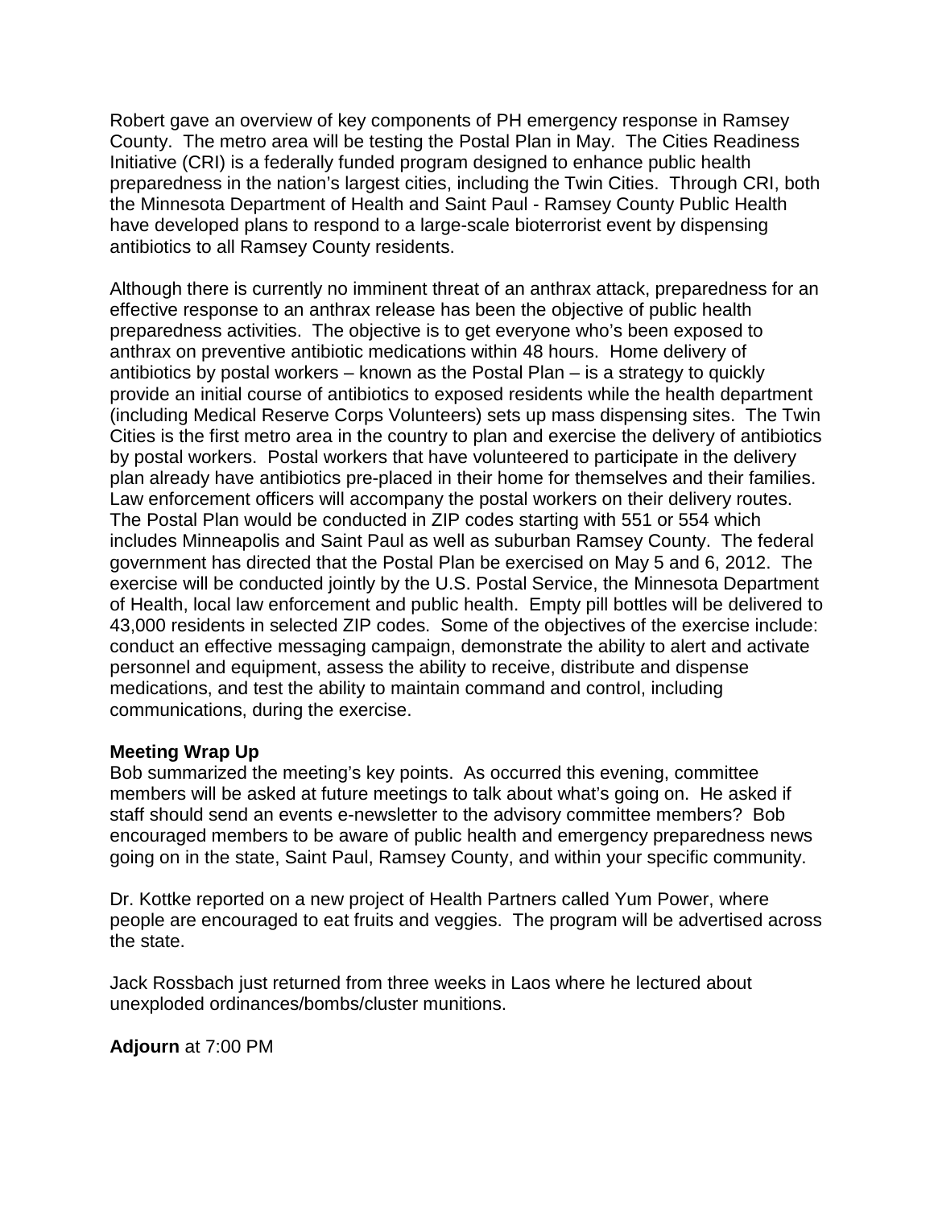Robert gave an overview of key components of PH emergency response in Ramsey County. The metro area will be testing the Postal Plan in May. The Cities Readiness Initiative (CRI) is a federally funded program designed to enhance public health preparedness in the nation's largest cities, including the Twin Cities. Through CRI, both the Minnesota Department of Health and Saint Paul - Ramsey County Public Health have developed plans to respond to a large-scale bioterrorist event by dispensing antibiotics to all Ramsey County residents.

Although there is currently no imminent threat of an anthrax attack, preparedness for an effective response to an anthrax release has been the objective of public health preparedness activities. The objective is to get everyone who's been exposed to anthrax on preventive antibiotic medications within 48 hours. Home delivery of antibiotics by postal workers – known as the Postal Plan – is a strategy to quickly provide an initial course of antibiotics to exposed residents while the health department (including Medical Reserve Corps Volunteers) sets up mass dispensing sites. The Twin Cities is the first metro area in the country to plan and exercise the delivery of antibiotics by postal workers. Postal workers that have volunteered to participate in the delivery plan already have antibiotics pre-placed in their home for themselves and their families. Law enforcement officers will accompany the postal workers on their delivery routes. The Postal Plan would be conducted in ZIP codes starting with 551 or 554 which includes Minneapolis and Saint Paul as well as suburban Ramsey County. The federal government has directed that the Postal Plan be exercised on May 5 and 6, 2012. The exercise will be conducted jointly by the U.S. Postal Service, the Minnesota Department of Health, local law enforcement and public health. Empty pill bottles will be delivered to 43,000 residents in selected ZIP codes. Some of the objectives of the exercise include: conduct an effective messaging campaign, demonstrate the ability to alert and activate personnel and equipment, assess the ability to receive, distribute and dispense medications, and test the ability to maintain command and control, including communications, during the exercise.

**Meeting Wrap Up**
Bob summarized the meeting's key points. As occurred this evening, committee members will be asked at future meetings to talk about what's going on. He asked if staff should send an events e-newsletter to the advisory committee members? Bob encouraged members to be aware of public health and emergency preparedness news going on in the state, Saint Paul, Ramsey County, and within your specific community.

Dr. Kottke reported on a new project of Health Partners called Yum Power, where people are encouraged to eat fruits and veggies. The program will be advertised across the state.

Jack Rossbach just returned from three weeks in Laos where he lectured about unexploded ordinances/bombs/cluster munitions.

**Adjourn** at 7:00 PM